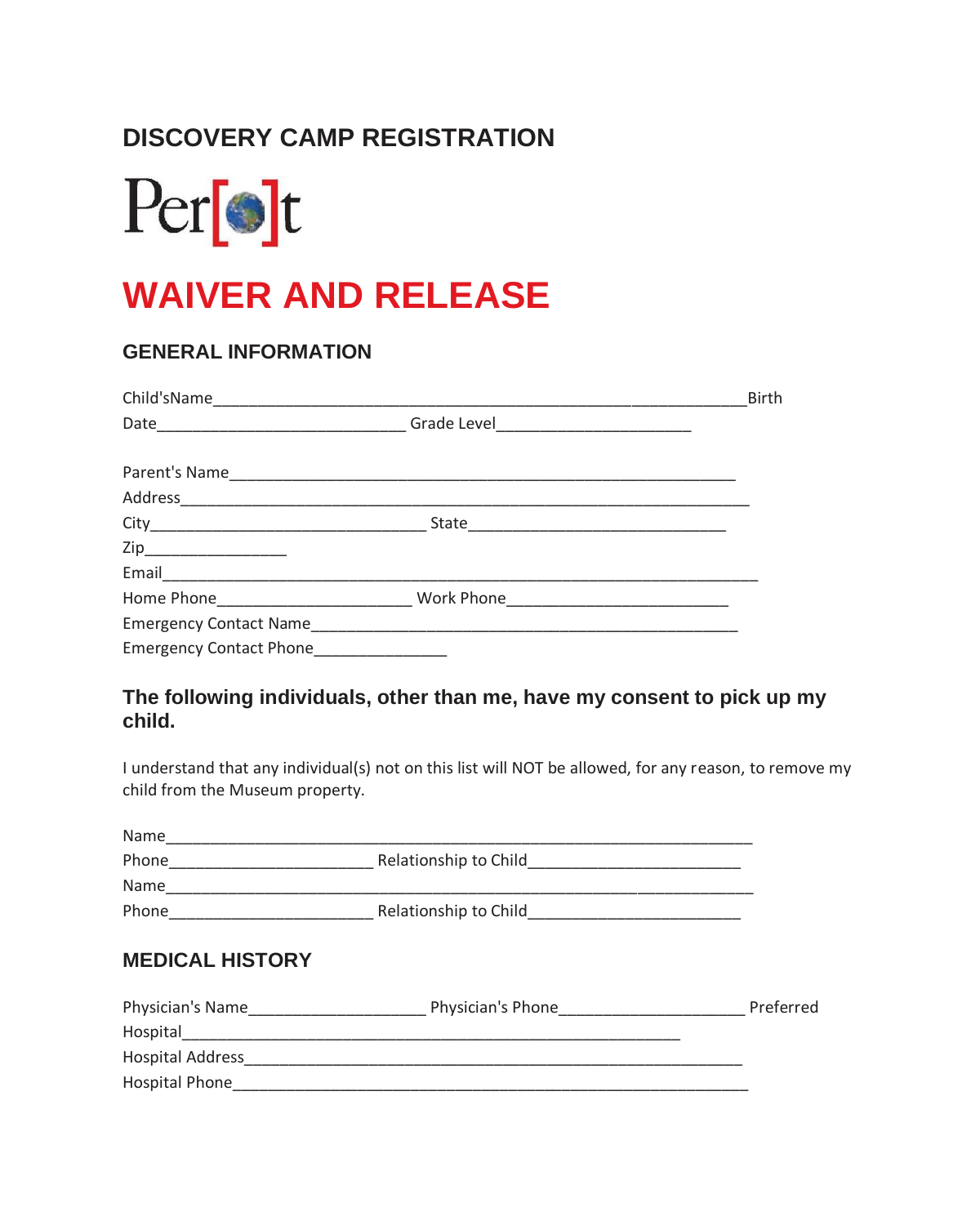## DISCOVERY CAMP REGISTRATION

Per[o]t

# WAIVER AND RELEASE

### GENERAL INFORMATION

Child'sName________________________________________________________________Birth
Date_______________________________ Grade Level________________________

Parent's Name_________________________________________________________________
Address______________________________________________________________________
City__________________________________ State________________________________
Zip_________________
Email________________________________________________________________________
Home Phone________________________ Work Phone____________________________
Emergency Contact Name_______________________________________________________
Emergency Contact Phone________________

### The following individuals, other than me, have my consent to pick up my child.

I understand that any individual(s) not on this list will NOT be allowed, for any reason, to remove my child from the Museum property.

Name_________________________________________________________________________
Phone_________________________ Relationship to Child__________________________
Name_________________________________________________________________________
Phone_________________________ Relationship to Child__________________________

### MEDICAL HISTORY

Physician's Name______________________ Physician's Phone_______________________ Preferred
Hospital______________________________________________________________
Hospital Address______________________________________________________________
Hospital Phone_______________________________________________________________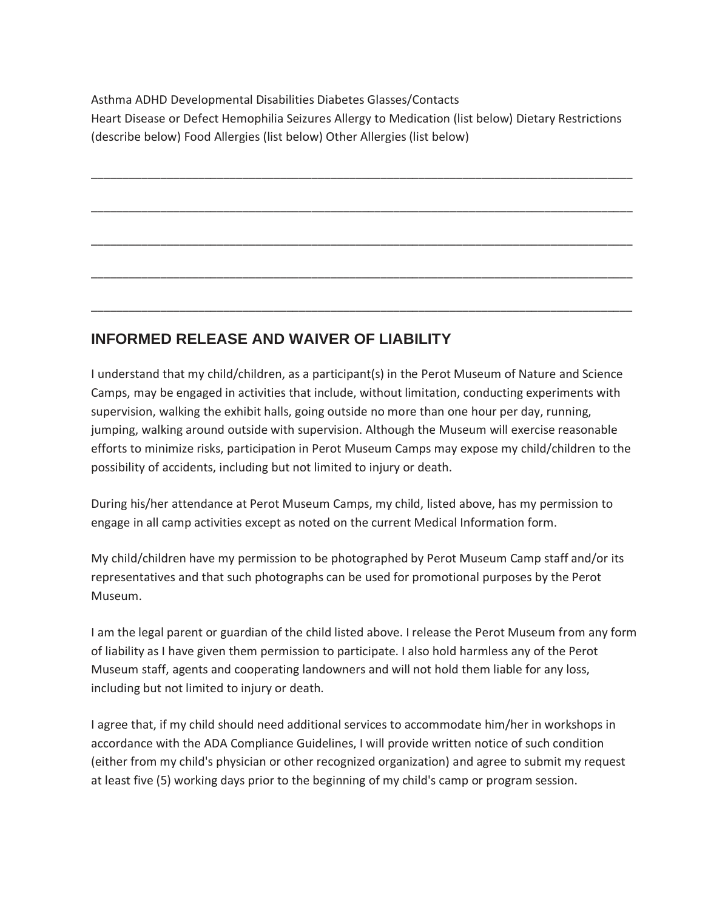Asthma ADHD Developmental Disabilities Diabetes Glasses/Contacts
Heart Disease or Defect Hemophilia Seizures Allergy to Medication (list below) Dietary Restrictions (describe below) Food Allergies (list below) Other Allergies (list below)

___________________________________________________________________________________

___________________________________________________________________________________

___________________________________________________________________________________

___________________________________________________________________________________

___________________________________________________________________________________

## INFORMED RELEASE AND WAIVER OF LIABILITY

I understand that my child/children, as a participant(s) in the Perot Museum of Nature and Science Camps, may be engaged in activities that include, without limitation, conducting experiments with supervision, walking the exhibit halls, going outside no more than one hour per day, running, jumping, walking around outside with supervision. Although the Museum will exercise reasonable efforts to minimize risks, participation in Perot Museum Camps may expose my child/children to the possibility of accidents, including but not limited to injury or death.

During his/her attendance at Perot Museum Camps, my child, listed above, has my permission to engage in all camp activities except as noted on the current Medical Information form.

My child/children have my permission to be photographed by Perot Museum Camp staff and/or its representatives and that such photographs can be used for promotional purposes by the Perot Museum.

I am the legal parent or guardian of the child listed above. I release the Perot Museum from any form of liability as I have given them permission to participate. I also hold harmless any of the Perot Museum staff, agents and cooperating landowners and will not hold them liable for any loss, including but not limited to injury or death.

I agree that, if my child should need additional services to accommodate him/her in workshops in accordance with the ADA Compliance Guidelines, I will provide written notice of such condition (either from my child's physician or other recognized organization) and agree to submit my request at least five (5) working days prior to the beginning of my child's camp or program session.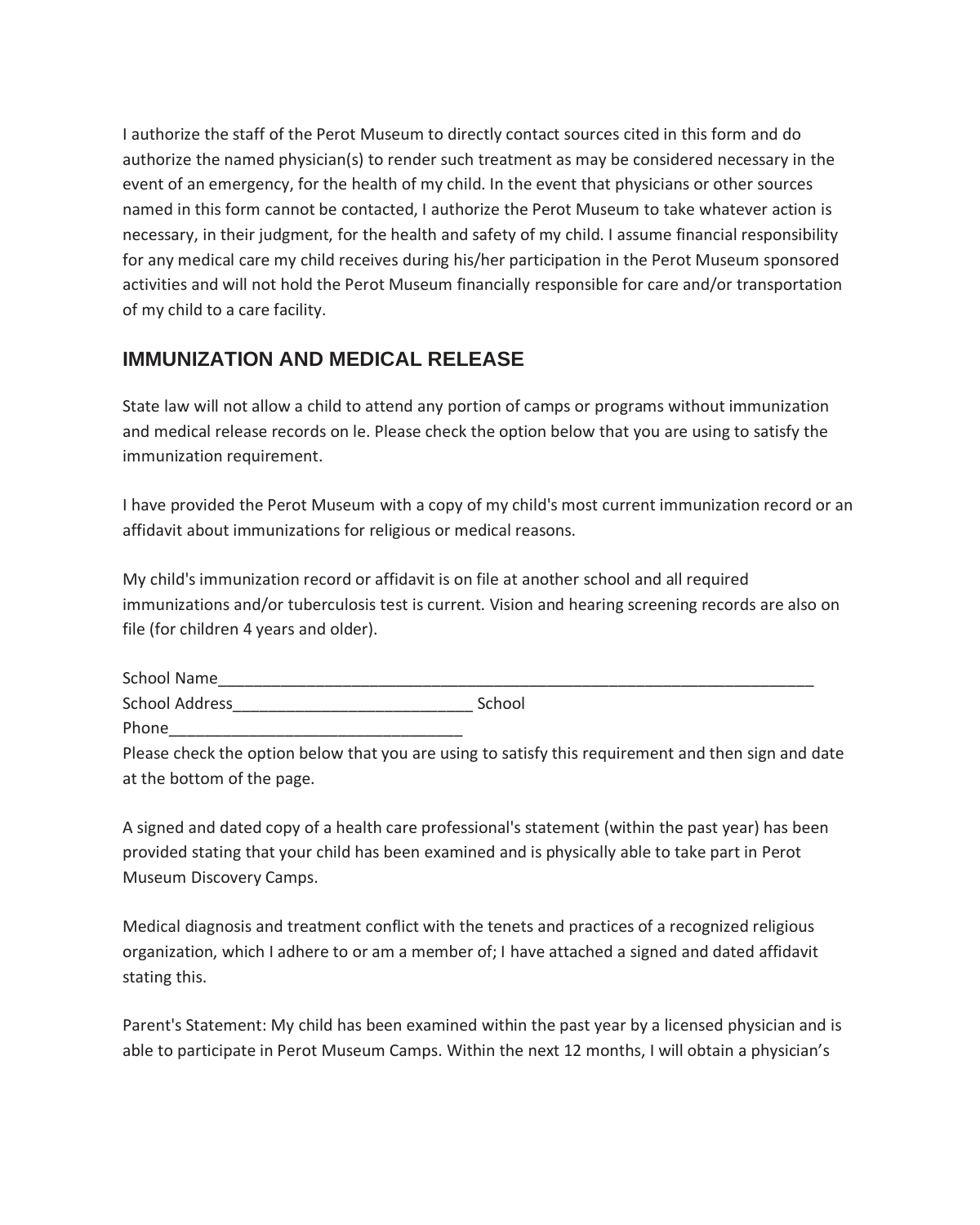I authorize the staff of the Perot Museum to directly contact sources cited in this form and do authorize the named physician(s) to render such treatment as may be considered necessary in the event of an emergency, for the health of my child. In the event that physicians or other sources named in this form cannot be contacted, I authorize the Perot Museum to take whatever action is necessary, in their judgment, for the health and safety of my child. I assume financial responsibility for any medical care my child receives during his/her participation in the Perot Museum sponsored activities and will not hold the Perot Museum financially responsible for care and/or transportation of my child to a care facility.

## IMMUNIZATION AND MEDICAL RELEASE

State law will not allow a child to attend any portion of camps or programs without immunization and medical release records on le. Please check the option below that you are using to satisfy the immunization requirement.

I have provided the Perot Museum with a copy of my child's most current immunization record or an affidavit about immunizations for religious or medical reasons.

My child's immunization record or affidavit is on file at another school and all required immunizations and/or tuberculosis test is current. Vision and hearing screening records are also on file (for children 4 years and older).

School Name_________________________________________________________________________
School Address____________________________ School
Phone__________________________________

Please check the option below that you are using to satisfy this requirement and then sign and date at the bottom of the page.

A signed and dated copy of a health care professional's statement (within the past year) has been provided stating that your child has been examined and is physically able to take part in Perot Museum Discovery Camps.

Medical diagnosis and treatment conflict with the tenets and practices of a recognized religious organization, which I adhere to or am a member of; I have attached a signed and dated affidavit stating this.

Parent's Statement: My child has been examined within the past year by a licensed physician and is able to participate in Perot Museum Camps. Within the next 12 months, I will obtain a physician's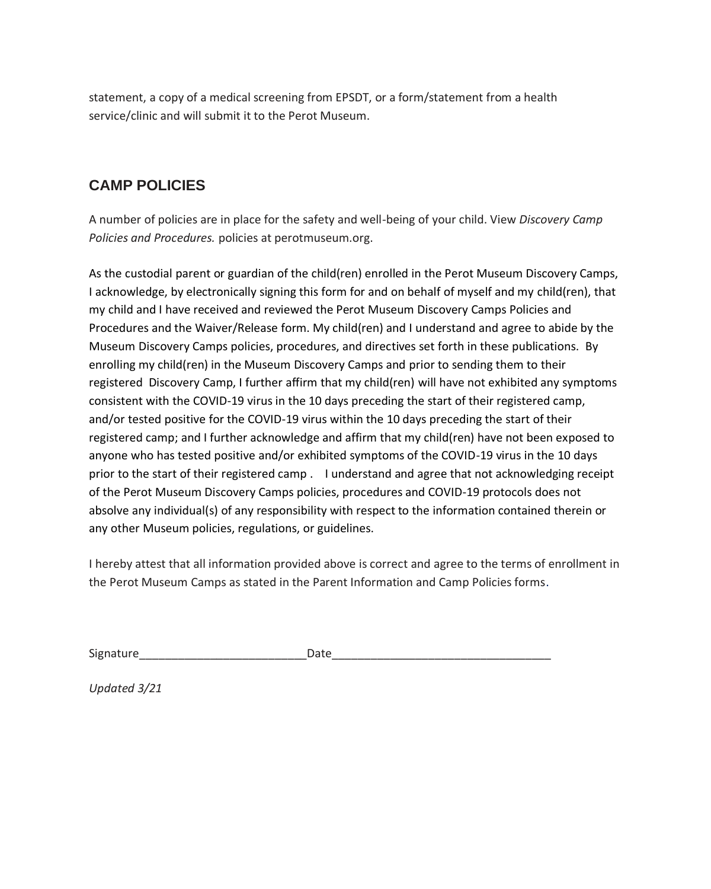statement, a copy of a medical screening from EPSDT, or a form/statement from a health service/clinic and will submit it to the Perot Museum.

## CAMP POLICIES

A number of policies are in place for the safety and well-being of your child. View *Discovery Camp Policies and Procedures.* policies at perotmuseum.org.

As the custodial parent or guardian of the child(ren) enrolled in the Perot Museum Discovery Camps, I acknowledge, by electronically signing this form for and on behalf of myself and my child(ren), that my child and I have received and reviewed the Perot Museum Discovery Camps Policies and Procedures and the Waiver/Release form. My child(ren) and I understand and agree to abide by the Museum Discovery Camps policies, procedures, and directives set forth in these publications. By enrolling my child(ren) in the Museum Discovery Camps and prior to sending them to their registered Discovery Camp, I further affirm that my child(ren) will have not exhibited any symptoms consistent with the COVID-19 virus in the 10 days preceding the start of their registered camp, and/or tested positive for the COVID-19 virus within the 10 days preceding the start of their registered camp; and I further acknowledge and affirm that my child(ren) have not been exposed to anyone who has tested positive and/or exhibited symptoms of the COVID-19 virus in the 10 days prior to the start of their registered camp . I understand and agree that not acknowledging receipt of the Perot Museum Discovery Camps policies, procedures and COVID-19 protocols does not absolve any individual(s) of any responsibility with respect to the information contained therein or any other Museum policies, regulations, or guidelines.

I hereby attest that all information provided above is correct and agree to the terms of enrollment in the Perot Museum Camps as stated in the Parent Information and Camp Policies forms.

Signature__________________________Date__________________________________

*Updated 3/21*